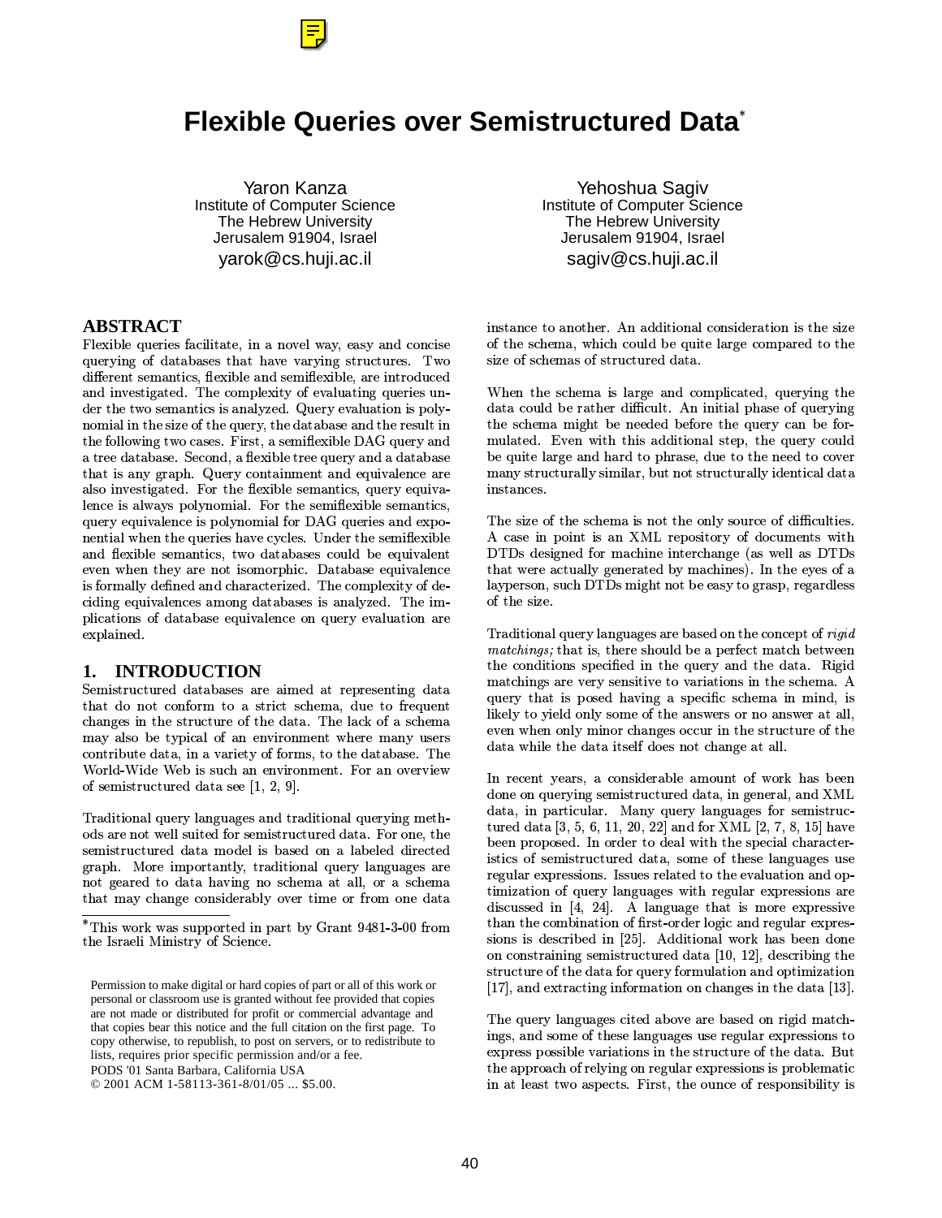# Flexible Queries over Semistructured Data*

Yaron Kanza
Institute of Computer Science
The Hebrew University
Jerusalem 91904, Israel
yarok@cs.huji.ac.il

Yehoshua Sagiv
Institute of Computer Science
The Hebrew University
Jerusalem 91904, Israel
sagiv@cs.huji.ac.il

## ABSTRACT

Flexible queries facilitate, in a novel way, easy and concise querying of databases that have varying structures. Two different semantics, flexible and semiflexible, are introduced and investigated. The complexity of evaluating queries under the two semantics is analyzed. Query evaluation is polynomial in the size of the query, the database and the result in the following two cases. First, a semiflexible DAG query and a tree database. Second, a flexible tree query and a database that is any graph. Query containment and equivalence are also investigated. For the flexible semantics, query equivalence is always polynomial. For the semiflexible semantics, query equivalence is polynomial for DAG queries and exponential when the queries have cycles. Under the semiflexible and flexible semantics, two databases could be equivalent even when they are not isomorphic. Database equivalence is formally defined and characterized. The complexity of deciding equivalences among databases is analyzed. The implications of database equivalence on query evaluation are explained.

## 1. INTRODUCTION

Semistructured databases are aimed at representing data that do not conform to a strict schema, due to frequent changes in the structure of the data. The lack of a schema may also be typical of an environment where many users contribute data, in a variety of forms, to the database. The World-Wide Web is such an environment. For an overview of semistructured data see [1, 2, 9].

Traditional query languages and traditional querying methods are not well suited for semistructured data. For one, the semistructured data model is based on a labeled directed graph. More importantly, traditional query languages are not geared to data having no schema at all, or a schema that may change considerably over time or from one data instance to another. An additional consideration is the size of the schema, which could be quite large compared to the size of schemas of structured data.

When the schema is large and complicated, querying the data could be rather difficult. An initial phase of querying the schema might be needed before the query can be formulated. Even with this additional step, the query could be quite large and hard to phrase, due to the need to cover many structurally similar, but not structurally identical data instances.

The size of the schema is not the only source of difficulties. A case in point is an XML repository of documents with DTDs designed for machine interchange (as well as DTDs that were actually generated by machines). In the eyes of a layperson, such DTDs might not be easy to grasp, regardless of the size.

Traditional query languages are based on the concept of *rigid matchings;* that is, there should be a perfect match between the conditions specified in the query and the data. Rigid matchings are very sensitive to variations in the schema. A query that is posed having a specific schema in mind, is likely to yield only some of the answers or no answer at all, even when only minor changes occur in the structure of the data while the data itself does not change at all.

In recent years, a considerable amount of work has been done on querying semistructured data, in general, and XML data, in particular. Many query languages for semistructured data [3, 5, 6, 11, 20, 22] and for XML [2, 7, 8, 15] have been proposed. In order to deal with the special characteristics of semistructured data, some of these languages use regular expressions. Issues related to the evaluation and optimization of query languages with regular expressions are discussed in [4, 24]. A language that is more expressive than the combination of first-order logic and regular expressions is described in [25]. Additional work has been done on constraining semistructured data [10, 12], describing the structure of the data for query formulation and optimization [17], and extracting information on changes in the data [13].

The query languages cited above are based on rigid matchings, and some of these languages use regular expressions to express possible variations in the structure of the data. But the approach of relying on regular expressions is problematic in at least two aspects. First, the ounce of responsibility is

---

*This work was supported in part by Grant 9481-3-00 from the Israeli Ministry of Science.

Permission to make digital or hard copies of part or all of this work or personal or classroom use is granted without fee provided that copies are not made or distributed for profit or commercial advantage and that copies bear this notice and the full citation on the first page. To copy otherwise, to republish, to post on servers, or to redistribute to lists, requires prior specific permission and/or a fee.
PODS '01 Santa Barbara, California USA
© 2001 ACM 1-58113-361-8/01/05 ... $5.00.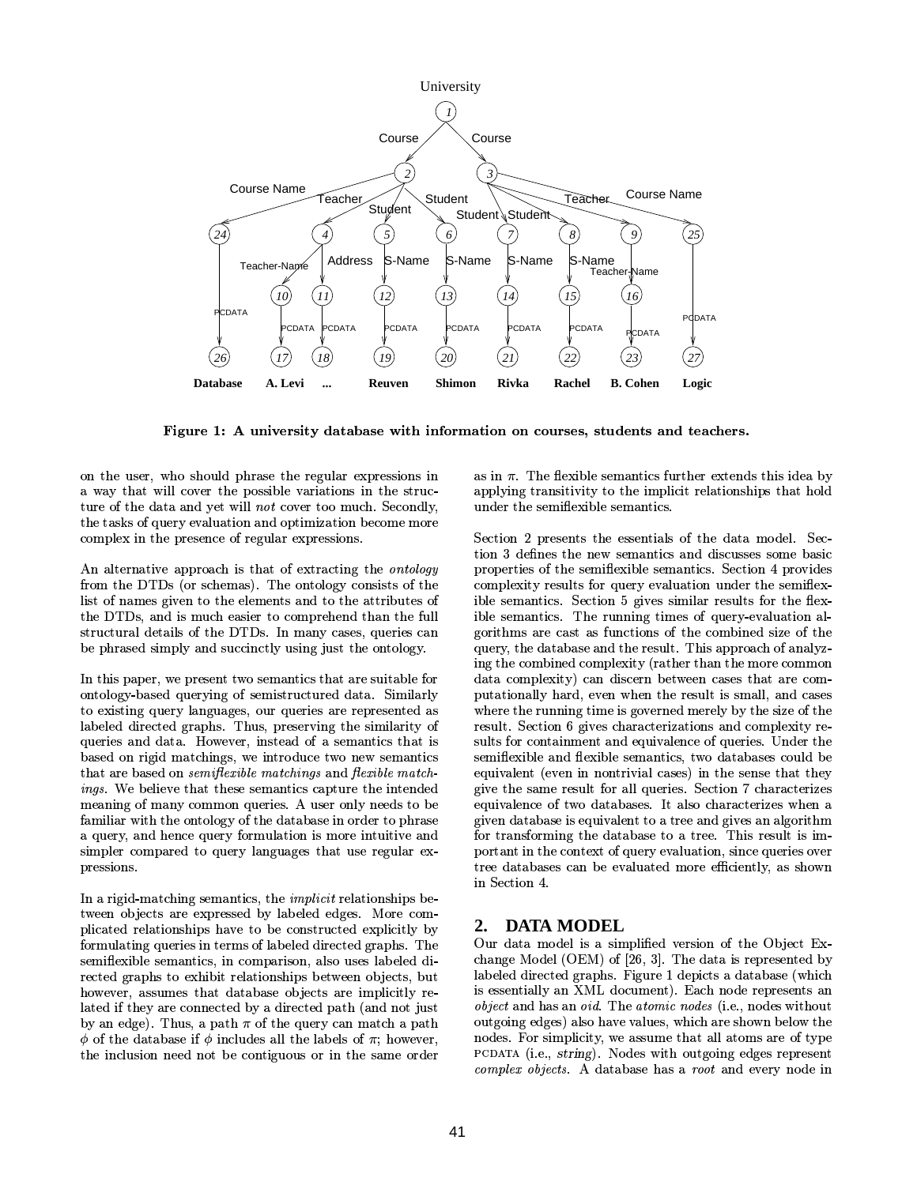**Figure 1: A university database with information on courses, students and teachers.**

on the user, who should phrase the regular expressions in a way that will cover the possible variations in the structure of the data and yet will *not* cover too much. Secondly, the tasks of query evaluation and optimization become more complex in the presence of regular expressions.

An alternative approach is that of extracting the *ontology* from the DTDs (or schemas). The ontology consists of the list of names given to the elements and to the attributes of the DTDs, and is much easier to comprehend than the full structural details of the DTDs. In many cases, queries can be phrased simply and succinctly using just the ontology.

In this paper, we present two semantics that are suitable for ontology-based querying of semistructured data. Similarly to existing query languages, our queries are represented as labeled directed graphs. Thus, preserving the similarity of queries and data. However, instead of a semantics that is based on rigid matchings, we introduce two new semantics that are based on *semiflexible matchings* and *flexible matchings*. We believe that these semantics capture the intended meaning of many common queries. A user only needs to be familiar with the ontology of the database in order to phrase a query, and hence query formulation is more intuitive and simpler compared to query languages that use regular expressions.

In a rigid-matching semantics, the *implicit* relationships between objects are expressed by labeled edges. More complicated relationships have to be constructed explicitly by formulating queries in terms of labeled directed graphs. The semiflexible semantics, in comparison, also uses labeled directed graphs to exhibit relationships between objects, but however, assumes that database objects are implicitly related if they are connected by a directed path (and not just by an edge). Thus, a path $\pi$ of the query can match a path $\phi$ of the database if $\phi$ includes all the labels of $\pi$; however, the inclusion need not be contiguous or in the same order as in $\pi$. The flexible semantics further extends this idea by applying transitivity to the implicit relationships that hold under the semiflexible semantics.

Section 2 presents the essentials of the data model. Section 3 defines the new semantics and discusses some basic properties of the semiflexible semantics. Section 4 provides complexity results for query evaluation under the semiflexible semantics. Section 5 gives similar results for the flexible semantics. The running times of query-evaluation algorithms are cast as functions of the combined size of the query, the database and the result. This approach of analyzing the combined complexity (rather than the more common data complexity) can discern between cases that are computationally hard, even when the result is small, and cases where the running time is governed merely by the size of the result. Section 6 gives characterizations and complexity results for containment and equivalence of queries. Under the semiflexible and flexible semantics, two databases could be equivalent (even in nontrivial cases) in the sense that they give the same result for all queries. Section 7 characterizes equivalence of two databases. It also characterizes when a given database is equivalent to a tree and gives an algorithm for transforming the database to a tree. This result is important in the context of query evaluation, since queries over tree databases can be evaluated more efficiently, as shown in Section 4.

## 2. DATA MODEL

Our data model is a simplified version of the Object Exchange Model (OEM) of [26, 3]. The data is represented by labeled directed graphs. Figure 1 depicts a database (which is essentially an XML document). Each node represents an *object* and has an *oid*. The *atomic nodes* (i.e., nodes without outgoing edges) also have values, which are shown below the nodes. For simplicity, we assume that all atoms are of type PCDATA (i.e., *string*). Nodes with outgoing edges represent *complex objects*. A database has a *root* and every node in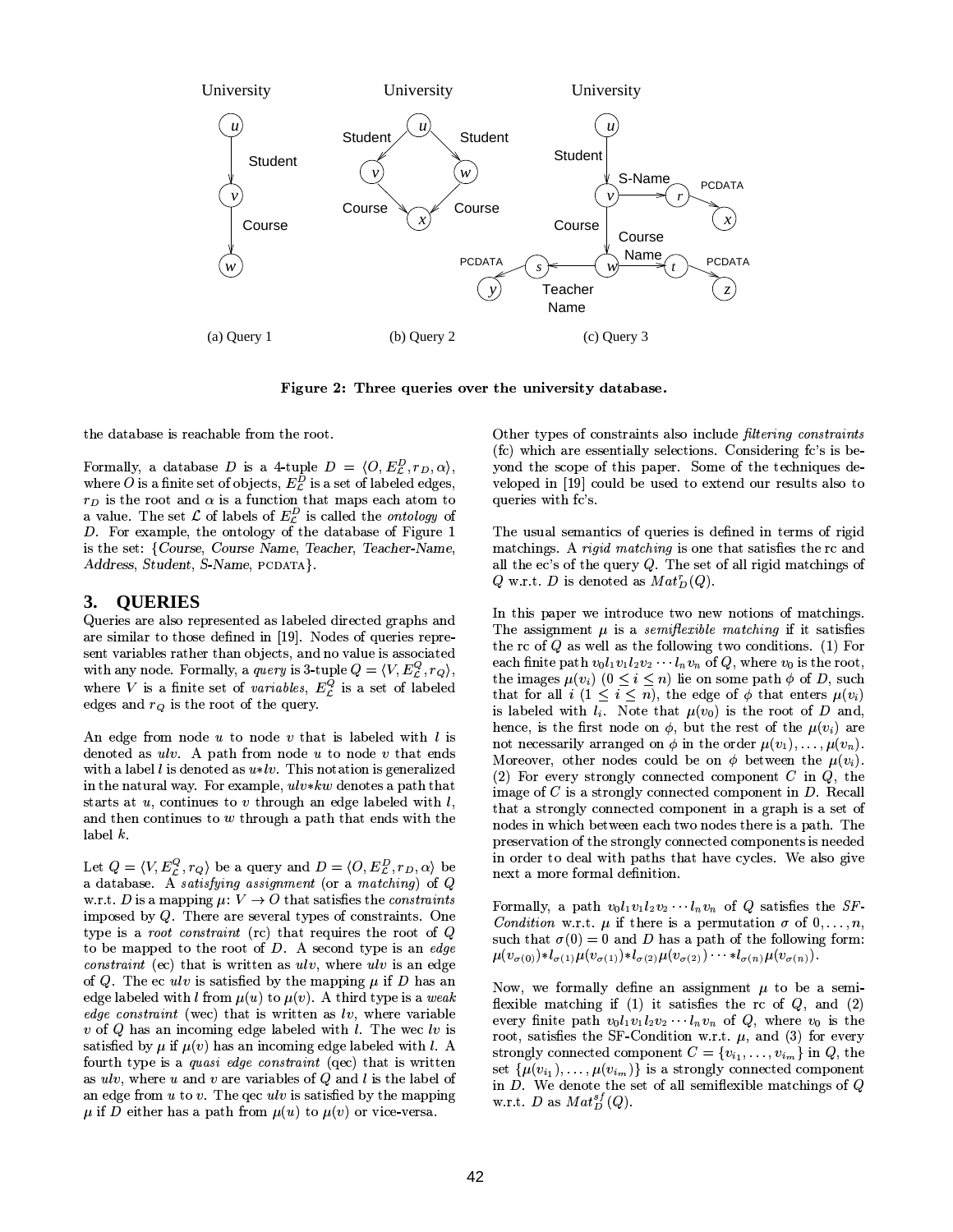Figure 2: Three queries over the university database.

the database is reachable from the root.

Formally, a database $D$ is a 4-tuple $D = \langle O, E^D_{\mathcal{L}}, r_D, \alpha\rangle$, where $O$ is a finite set of objects, $E^D_{\mathcal{L}}$ is a set of labeled edges, $r_D$ is the root and $\alpha$ is a function that maps each atom to a value. The set $\mathcal{L}$ of labels of $E^D_{\mathcal{L}}$ is called the *ontology* of $D$. For example, the ontology of the database of Figure 1 is the set: {*Course*, *Course Name*, *Teacher*, *Teacher-Name*, *Address*, *Student*, *S-Name*, PCDATA}.

## 3. QUERIES

Queries are also represented as labeled directed graphs and are similar to those defined in [19]. Nodes of queries represent variables rather than objects, and no value is associated with any node. Formally, a *query* is 3-tuple $Q = \langle V, E^Q_{\mathcal{L}}, r_Q\rangle$, where $V$ is a finite set of *variables*, $E^Q_{\mathcal{L}}$ is a set of labeled edges and $r_Q$ is the root of the query.

An edge from node $u$ to node $v$ that is labeled with $l$ is denoted as $ulv$. A path from node $u$ to node $v$ that ends with a label $l$ is denoted as $u{*}lv$. This notation is generalized in the natural way. For example, $ulv{*}kw$ denotes a path that starts at $u$, continues to $v$ through an edge labeled with $l$, and then continues to $w$ through a path that ends with the label $k$.

Let $Q = \langle V, E^Q_{\mathcal{L}}, r_Q\rangle$ be a query and $D = \langle O, E^D_{\mathcal{L}}, r_D, \alpha\rangle$ be a database. A *satisfying assignment* (or a *matching*) of $Q$ w.r.t. $D$ is a mapping $\mu$: $V \to O$ that satisfies the *constraints* imposed by $Q$. There are several types of constraints. One type is a *root constraint* (rc) that requires the root of $Q$ to be mapped to the root of $D$. A second type is an *edge constraint* (ec) that is written as $ulv$, where $ulv$ is an edge of $Q$. The ec $ulv$ is satisfied by the mapping $\mu$ if $D$ has an edge labeled with $l$ from $\mu(u)$ to $\mu(v)$. A third type is a *weak edge constraint* (wec) that is written as $lv$, where variable $v$ of $Q$ has an incoming edge labeled with $l$. The wec $lv$ is satisfied by $\mu$ if $\mu(v)$ has an incoming edge labeled with $l$. A fourth type is a *quasi edge constraint* (qec) that is written as $ulv$, where $u$ and $v$ are variables of $Q$ and $l$ is the label of an edge from $u$ to $v$. The qec $ulv$ is satisfied by the mapping $\mu$ if $D$ either has a path from $\mu(u)$ to $\mu(v)$ or vice-versa.

Other types of constraints also include *filtering constraints* (fc) which are essentially selections. Considering fc's is beyond the scope of this paper. Some of the techniques developed in [19] could be used to extend our results also to queries with fc's.

The usual semantics of queries is defined in terms of rigid matchings. A *rigid matching* is one that satisfies the rc and all the ec's of the query $Q$. The set of all rigid matchings of $Q$ w.r.t. $D$ is denoted as $Mat^r_D(Q)$.

In this paper we introduce two new notions of matchings. The assignment $\mu$ is a *semiflexible matching* if it satisfies the rc of $Q$ as well as the following two conditions. (1) For each finite path $v_0 l_1 v_1 l_2 v_2 \cdots l_n v_n$ of $Q$, where $v_0$ is the root, the images $\mu(v_i)$ $(0 \le i \le n)$ lie on some path $\phi$ of $D$, such that for all $i$ $(1 \le i \le n)$, the edge of $\phi$ that enters $\mu(v_i)$ is labeled with $l_i$. Note that $\mu(v_0)$ is the root of $D$ and, hence, is the first node on $\phi$, but the rest of the $\mu(v_i)$ are not necessarily arranged on $\phi$ in the order $\mu(v_1), \ldots, \mu(v_n)$. Moreover, other nodes could be on $\phi$ between the $\mu(v_i)$. (2) For every strongly connected component $C$ in $Q$, the image of $C$ is a strongly connected component in $D$. Recall that a strongly connected component in a graph is a set of nodes in which between each two nodes there is a path. The preservation of the strongly connected components is needed in order to deal with paths that have cycles. We also give next a more formal definition.

Formally, a path $v_0 l_1 v_1 l_2 v_2 \cdots l_n v_n$ of $Q$ satisfies the *SF-Condition* w.r.t. $\mu$ if there is a permutation $\sigma$ of $0, \ldots, n$, such that $\sigma(0) = 0$ and $D$ has a path of the following form: $\mu(v_{\sigma(0)}){*}l_{\sigma(1)}\mu(v_{\sigma(1)}){*}l_{\sigma(2)}\mu(v_{\sigma(2)}) \cdots {*}l_{\sigma(n)}\mu(v_{\sigma(n)})$.

Now, we formally define an assignment $\mu$ to be a semiflexible matching if (1) it satisfies the rc of $Q$, and (2) every finite path $v_0 l_1 v_1 l_2 v_2 \cdots l_n v_n$ of $Q$, where $v_0$ is the root, satisfies the SF-Condition w.r.t. $\mu$, and (3) for every strongly connected component $C = \{v_{i_1}, \ldots, v_{i_m}\}$ in $Q$, the set $\{\mu(v_{i_1}), \ldots, \mu(v_{i_m})\}$ is a strongly connected component in $D$. We denote the set of all semiflexible matchings of $Q$ w.r.t. $D$ as $Mat^{sf}_D(Q)$.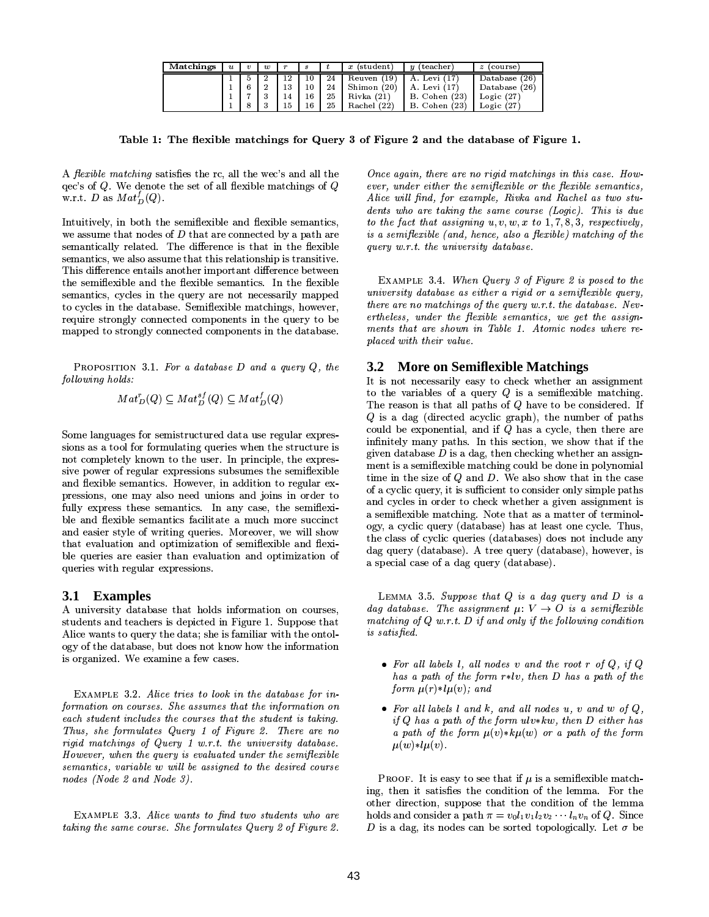| Matchings | $u$ | $v$ | $w$ | $r$ | $s$ | $t$ | $x$ (student) | $y$ (teacher) | $z$ (course) |
|---|---|---|---|---|---|---|---|---|---|
| | 1 | 5 | 2 | 12 | 10 | 24 | Reuven (19) | A. Levi (17) | Database (26) |
| | 1 | 6 | 2 | 13 | 10 | 24 | Shimon (20) | A. Levi (17) | Database (26) |
| | 1 | 7 | 3 | 14 | 16 | 25 | Rivka (21) | B. Cohen (23) | Logic (27) |
| | 1 | 8 | 3 | 15 | 16 | 25 | Rachel (22) | B. Cohen (23) | Logic (27) |

**Table 1: The flexible matchings for Query 3 of Figure 2 and the database of Figure 1.**

A *flexible matching* satisfies the rc, all the wec's and all the qec's of $Q$. We denote the set of all flexible matchings of $Q$ w.r.t. $D$ as $Mat^f_D(Q)$.

Intuitively, in both the semiflexible and flexible semantics, we assume that nodes of $D$ that are connected by a path are semantically related. The difference is that in the flexible semantics, we also assume that this relationship is transitive. This difference entails another important difference between the semiflexible and the flexible semantics. In the flexible semantics, cycles in the query are not necessarily mapped to cycles in the database. Semiflexible matchings, however, require strongly connected components in the query to be mapped to strongly connected components in the database.

PROPOSITION 3.1. *For a database $D$ and a query $Q$, the following holds:*

$$Mat^r_D(Q) \subseteq Mat^{sf}_D(Q) \subseteq Mat^f_D(Q)$$

Some languages for semistructured data use regular expressions as a tool for formulating queries when the structure is not completely known to the user. In principle, the expressive power of regular expressions subsumes the semiflexible and flexible semantics. However, in addition to regular expressions, one may also need unions and joins in order to fully express these semantics. In any case, the semiflexible and flexible semantics facilitate a much more succinct and easier style of writing queries. Moreover, we will show that evaluation and optimization of semiflexible and flexible queries are easier than evaluation and optimization of queries with regular expressions.

### 3.1 Examples

A university database that holds information on courses, students and teachers is depicted in Figure 1. Suppose that Alice wants to query the data; she is familiar with the ontology of the database, but does not know how the information is organized. We examine a few cases.

EXAMPLE 3.2. *Alice tries to look in the database for information on courses. She assumes that the information on each student includes the courses that the student is taking. Thus, she formulates Query 1 of Figure 2. There are no rigid matchings of Query 1 w.r.t. the university database. However, when the query is evaluated under the semiflexible semantics, variable $w$ will be assigned to the desired course nodes (Node 2 and Node 3).*

EXAMPLE 3.3. *Alice wants to find two students who are taking the same course. She formulates Query 2 of Figure 2. Once again, there are no rigid matchings in this case. However, under either the semiflexible or the flexible semantics, Alice will find, for example, Rivka and Rachel as two students who are taking the same course (Logic). This is due to the fact that assigning $u, v, w, x$ to $1, 7, 8, 3$, respectively, is a semiflexible (and, hence, also a flexible) matching of the query w.r.t. the university database.*

EXAMPLE 3.4. *When Query 3 of Figure 2 is posed to the university database as either a rigid or a semiflexible query, there are no matchings of the query w.r.t. the database. Nevertheless, under the flexible semantics, we get the assignments that are shown in Table 1. Atomic nodes where replaced with their value.*

### 3.2 More on Semiflexible Matchings

It is not necessarily easy to check whether an assignment to the variables of a query $Q$ is a semiflexible matching. The reason is that all paths of $Q$ have to be considered. If $Q$ is a dag (directed acyclic graph), the number of paths could be exponential, and if $Q$ has a cycle, then there are infinitely many paths. In this section, we show that if the given database $D$ is a dag, then checking whether an assignment is a semiflexible matching could be done in polynomial time in the size of $Q$ and $D$. We also show that in the case of a cyclic query, it is sufficient to consider only simple paths and cycles in order to check whether a given assignment is a semiflexible matching. Note that as a matter of terminology, a cyclic query (database) has at least one cycle. Thus, the class of cyclic queries (databases) does not include any dag query (database). A tree query (database), however, is a special case of a dag query (database).

LEMMA 3.5. *Suppose that $Q$ is a dag query and $D$ is a dag database. The assignment $\mu$: $V \to O$ is a semiflexible matching of $Q$ w.r.t. $D$ if and only if the following condition is satisfied.*

- *For all labels $l$, all nodes $v$ and the root $r$ of $Q$, if $Q$ has a path of the form $r{*}lv$, then $D$ has a path of the form $\mu(r){*}l\mu(v)$; and*
- *For all labels $l$ and $k$, and all nodes $u$, $v$ and $w$ of $Q$, if $Q$ has a path of the form $ulv{*}kw$, then $D$ either has a path of the form $\mu(v){*}k\mu(w)$ or a path of the form $\mu(w){*}l\mu(v)$.*

PROOF. It is easy to see that if $\mu$ is a semiflexible matching, then it satisfies the condition of the lemma. For the other direction, suppose that the condition of the lemma holds and consider a path $\pi = v_0 l_1 v_1 l_2 v_2 \cdots l_n v_n$ of $Q$. Since $D$ is a dag, its nodes can be sorted topologically. Let $\sigma$ be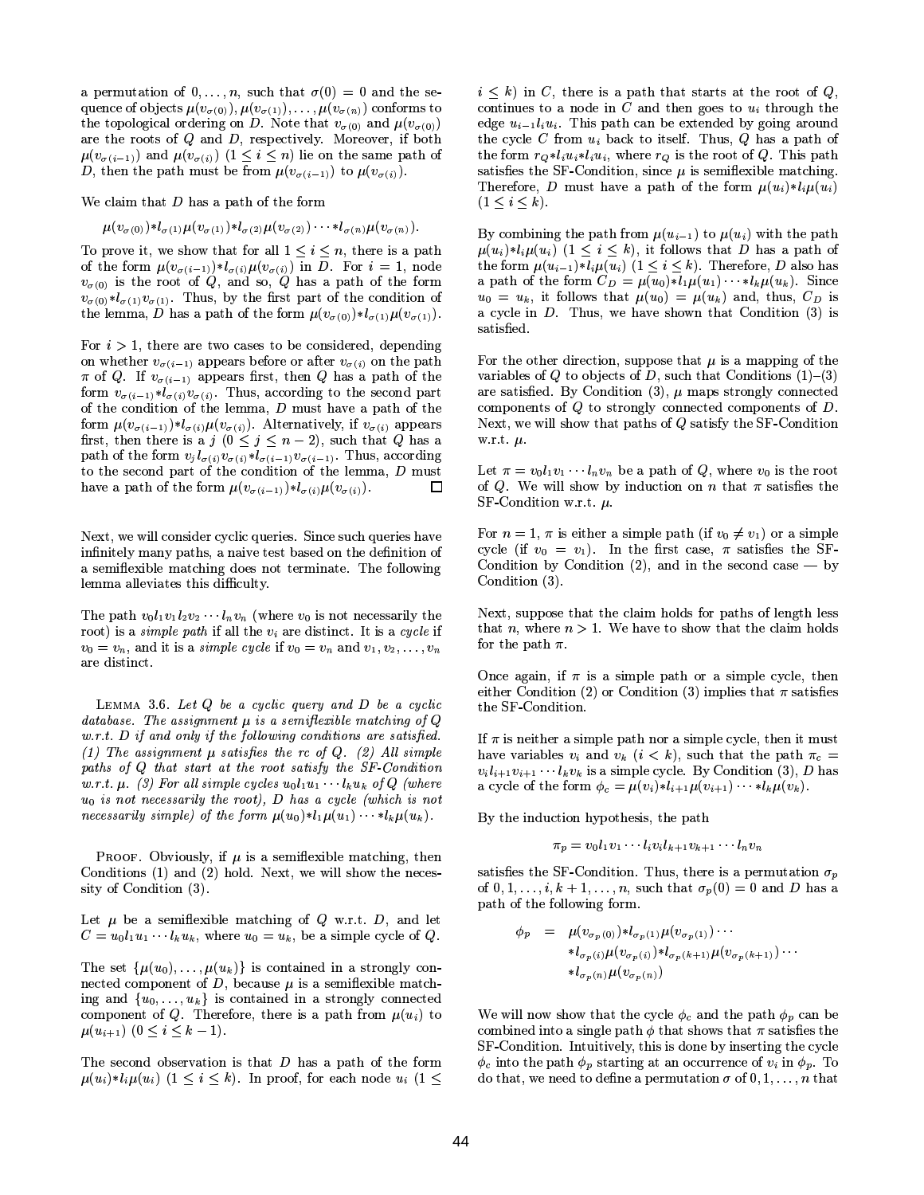a permutation of $0,\ldots,n$, such that $\sigma(0)=0$ and the sequence of objects $\mu(v_{\sigma(0)}),\mu(v_{\sigma(1)}),\ldots,\mu(v_{\sigma(n)})$ conforms to the topological ordering on $D$. Note that $v_{\sigma(0)}$ and $\mu(v_{\sigma(0)})$ are the roots of $Q$ and $D$, respectively. Moreover, if both $\mu(v_{\sigma(i-1)})$ and $\mu(v_{\sigma(i)})$ $(1\le i\le n)$ lie on the same path of $D$, then the path must be from $\mu(v_{\sigma(i-1)})$ to $\mu(v_{\sigma(i)})$.

We claim that $D$ has a path of the form

$$\mu(v_{\sigma(0)})*l_{\sigma(1)}\mu(v_{\sigma(1)})*l_{\sigma(2)}\mu(v_{\sigma(2)})\cdots*l_{\sigma(n)}\mu(v_{\sigma(n)}).$$

To prove it, we show that for all $1\le i\le n$, there is a path of the form $\mu(v_{\sigma(i-1)})*l_{\sigma(i)}\mu(v_{\sigma(i)})$ in $D$. For $i=1$, node $v_{\sigma(0)}$ is the root of $Q$, and so, $Q$ has a path of the form $v_{\sigma(0)}*l_{\sigma(1)}v_{\sigma(1)}$. Thus, by the first part of the condition of the lemma, $D$ has a path of the form $\mu(v_{\sigma(0)})*l_{\sigma(1)}\mu(v_{\sigma(1)})$.

For $i>1$, there are two cases to be considered, depending on whether $v_{\sigma(i-1)}$ appears before or after $v_{\sigma(i)}$ on the path $\pi$ of $Q$. If $v_{\sigma(i-1)}$ appears first, then $Q$ has a path of the form $v_{\sigma(i-1)}*l_{\sigma(i)}v_{\sigma(i)}$. Thus, according to the second part of the condition of the lemma, $D$ must have a path of the form $\mu(v_{\sigma(i-1)})*l_{\sigma(i)}\mu(v_{\sigma(i)})$. Alternatively, if $v_{\sigma(i)}$ appears first, then there is a $j$ $(0\le j\le n-2)$, such that $Q$ has a path of the form $v_jl_{\sigma(i)}v_{\sigma(i)}*l_{\sigma(i-1)}v_{\sigma(i-1)}$. Thus, according to the second part of the condition of the lemma, $D$ must have a path of the form $\mu(v_{\sigma(i-1)})*l_{\sigma(i)}\mu(v_{\sigma(i)})$. □

Next, we will consider cyclic queries. Since such queries have infinitely many paths, a naive test based on the definition of a semiflexible matching does not terminate. The following lemma alleviates this difficulty.

The path $v_0l_1v_1l_2v_2\cdots l_nv_n$ (where $v_0$ is not necessarily the root) is a *simple path* if all the $v_i$ are distinct. It is a *cycle* if $v_0=v_n$, and it is a *simple cycle* if $v_0=v_n$ and $v_1,v_2,\ldots,v_n$ are distinct.

Lemma 3.6. *Let $Q$ be a cyclic query and $D$ be a cyclic database. The assignment $\mu$ is a semiflexible matching of $Q$ w.r.t. $D$ if and only if the following conditions are satisfied. (1) The assignment $\mu$ satisfies the rc of $Q$. (2) All simple paths of $Q$ that start at the root satisfy the SF-Condition w.r.t. $\mu$. (3) For all simple cycles $u_0l_1u_1\cdots l_ku_k$ of $Q$ (where $u_0$ is not necessarily the root), $D$ has a cycle (which is not necessarily simple) of the form $\mu(u_0)*l_1\mu(u_1)\cdots*l_k\mu(u_k)$.*

Proof. Obviously, if $\mu$ is a semiflexible matching, then Conditions (1) and (2) hold. Next, we will show the necessity of Condition (3).

Let $\mu$ be a semiflexible matching of $Q$ w.r.t. $D$, and let $C=u_0l_1u_1\cdots l_ku_k$, where $u_0=u_k$, be a simple cycle of $Q$.

The set $\{\mu(u_0),\ldots,\mu(u_k)\}$ is contained in a strongly connected component of $D$, because $\mu$ is a semiflexible matching and $\{u_0,\ldots,u_k\}$ is contained in a strongly connected component of $Q$. Therefore, there is a path from $\mu(u_i)$ to $\mu(u_{i+1})$ $(0\le i\le k-1)$.

The second observation is that $D$ has a path of the form $\mu(u_i)*l_i\mu(u_i)$ $(1\le i\le k)$. In proof, for each node $u_i$ $(1\le i\le k)$ in $C$, there is a path that starts at the root of $Q$, continues to a node in $C$ and then goes to $u_i$ through the edge $u_{i-1}l_iu_i$. This path can be extended by going around the cycle $C$ from $u_i$ back to itself. Thus, $Q$ has a path of the form $r_Q*l_iu_i*l_iu_i$, where $r_Q$ is the root of $Q$. This path satisfies the SF-Condition, since $\mu$ is semiflexible matching. Therefore, $D$ must have a path of the form $\mu(u_i)*l_i\mu(u_i)$ $(1\le i\le k)$.

By combining the path from $\mu(u_{i-1})$ to $\mu(u_i)$ with the path $\mu(u_i)*l_i\mu(u_i)$ $(1\le i\le k)$, it follows that $D$ has a path of the form $\mu(u_{i-1})*l_i\mu(u_i)$ $(1\le i\le k)$. Therefore, $D$ also has a path of the form $C_D=\mu(u_0)*l_1\mu(u_1)\cdots*l_k\mu(u_k)$. Since $u_0=u_k$, it follows that $\mu(u_0)=\mu(u_k)$ and, thus, $C_D$ is a cycle in $D$. Thus, we have shown that Condition (3) is satisfied.

For the other direction, suppose that $\mu$ is a mapping of the variables of $Q$ to objects of $D$, such that Conditions (1)–(3) are satisfied. By Condition (3), $\mu$ maps strongly connected components of $Q$ to strongly connected components of $D$. Next, we will show that paths of $Q$ satisfy the SF-Condition w.r.t. $\mu$.

Let $\pi=v_0l_1v_1\cdots l_nv_n$ be a path of $Q$, where $v_0$ is the root of $Q$. We will show by induction on $n$ that $\pi$ satisfies the SF-Condition w.r.t. $\mu$.

For $n=1$, $\pi$ is either a simple path (if $v_0\ne v_1$) or a simple cycle (if $v_0=v_1$). In the first case, $\pi$ satisfies the SF-Condition by Condition (2), and in the second case — by Condition (3).

Next, suppose that the claim holds for paths of length less that $n$, where $n>1$. We have to show that the claim holds for the path $\pi$.

Once again, if $\pi$ is a simple path or a simple cycle, then either Condition (2) or Condition (3) implies that $\pi$ satisfies the SF-Condition.

If $\pi$ is neither a simple path nor a simple cycle, then it must have variables $v_i$ and $v_k$ $(i<k)$, such that the path $\pi_c=v_il_{i+1}v_{i+1}\cdots l_kv_k$ is a simple cycle. By Condition (3), $D$ has a cycle of the form $\phi_c=\mu(v_i)*l_{i+1}\mu(v_{i+1})\cdots*l_k\mu(v_k)$.

By the induction hypothesis, the path

$$\pi_p=v_0l_1v_1\cdots l_iv_il_{k+1}v_{k+1}\cdots l_nv_n$$

satisfies the SF-Condition. Thus, there is a permutation $\sigma_p$ of $0,1,\ldots,i,k+1,\ldots,n$, such that $\sigma_p(0)=0$ and $D$ has a path of the following form.

$$\begin{aligned}\phi_p \;=\;& \mu(v_{\sigma_p(0)})*l_{\sigma_p(1)}\mu(v_{\sigma_p(1)})\cdots\\ & *l_{\sigma_p(i)}\mu(v_{\sigma_p(i)})*l_{\sigma_p(k+1)}\mu(v_{\sigma_p(k+1)})\cdots\\ & *l_{\sigma_p(n)}\mu(v_{\sigma_p(n)})\end{aligned}$$

We will now show that the cycle $\phi_c$ and the path $\phi_p$ can be combined into a single path $\phi$ that shows that $\pi$ satisfies the SF-Condition. Intuitively, this is done by inserting the cycle $\phi_c$ into the path $\phi_p$ starting at an occurrence of $v_i$ in $\phi_p$. To do that, we need to define a permutation $\sigma$ of $0,1,\ldots,n$ that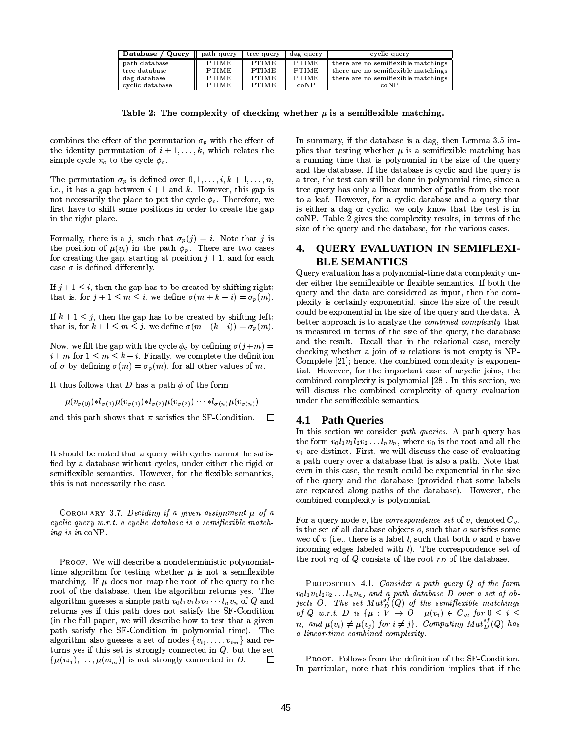| Database / Query | path query | tree query | dag query | cyclic query |
|---|---|---|---|---|
| path database | PTIME | PTIME | PTIME | there are no semiflexible matchings |
| tree database | PTIME | PTIME | PTIME | there are no semiflexible matchings |
| dag database | PTIME | PTIME | PTIME | there are no semiflexible matchings |
| cyclic database | PTIME | PTIME | coNP | coNP |

**Table 2: The complexity of checking whether $\mu$ is a semiflexible matching.**

combines the effect of the permutation $\sigma_p$ with the effect of the identity permutation of $i+1, \ldots, k$, which relates the simple cycle $\pi_c$ to the cycle $\phi_c$.

The permutation $\sigma_p$ is defined over $0, 1, \ldots, i, k+1, \ldots, n$, i.e., it has a gap between $i+1$ and $k$. However, this gap is not necessarily the place to put the cycle $\phi_c$. Therefore, we first have to shift some positions in order to create the gap in the right place.

Formally, there is a $j$, such that $\sigma_p(j) = i$. Note that $j$ is the position of $\mu(v_i)$ in the path $\phi_p$. There are two cases for creating the gap, starting at position $j+1$, and for each case $\sigma$ is defined differently.

If $j+1 \leq i$, then the gap has to be created by shifting right; that is, for $j+1 \leq m \leq i$, we define $\sigma(m+k-i) = \sigma_p(m)$.

If $k+1 \leq j$, then the gap has to be created by shifting left; that is, for $k+1 \leq m \leq j$, we define $\sigma(m-(k-i)) = \sigma_p(m)$.

Now, we fill the gap with the cycle $\phi_c$ by defining $\sigma(j+m) = i+m$ for $1 \leq m \leq k-i$. Finally, we complete the definition of $\sigma$ by defining $\sigma(m) = \sigma_p(m)$, for all other values of $m$.

It thus follows that $D$ has a path $\phi$ of the form

$$\mu(v_{\sigma(0)}) * l_{\sigma(1)} \mu(v_{\sigma(1)}) * l_{\sigma(2)} \mu(v_{\sigma(2)}) \cdots * l_{\sigma(n)} \mu(v_{\sigma(n)})$$

and this path shows that $\pi$ satisfies the SF-Condition. □

It should be noted that a query with cycles cannot be satisfied by a database without cycles, under either the rigid or semiflexible semantics. However, for the flexible semantics, this is not necessarily the case.

COROLLARY 3.7. *Deciding if a given assignment $\mu$ of a cyclic query w.r.t. a cyclic database is a semiflexible matching is in* coNP.

PROOF. We will describe a nondeterministic polynomial-time algorithm for testing whether $\mu$ is not a semiflexible matching. If $\mu$ does not map the root of the query to the root of the database, then the algorithm returns yes. The algorithm guesses a simple path $v_0 l_1 v_1 l_2 v_2 \cdots l_n v_n$ of $Q$ and returns yes if this path does not satisfy the SF-Condition (in the full paper, we will describe how to test that a given path satisfy the SF-Condition in polynomial time). The algorithm also guesses a set of nodes $\{v_{i_1}, \ldots, v_{i_m}\}$ and returns yes if this set is strongly connected in $Q$, but the set $\{\mu(v_{i_1}), \ldots, \mu(v_{i_m})\}$ is not strongly connected in $D$. □

In summary, if the database is a dag, then Lemma 3.5 implies that testing whether $\mu$ is a semiflexible matching has a running time that is polynomial in the size of the query and the database. If the database is cyclic and the query is a tree, the test can still be done in polynomial time, since a tree query has only a linear number of paths from the root to a leaf. However, for a cyclic database and a query that is either a dag or cyclic, we only know that the test is in coNP. Table 2 gives the complexity results, in terms of the size of the query and the database, for the various cases.

## 4. QUERY EVALUATION IN SEMIFLEXIBLE SEMANTICS

Query evaluation has a polynomial-time data complexity under either the semiflexible or flexible semantics. If both the query and the data are considered as input, then the complexity is certainly exponential, since the size of the result could be exponential in the size of the query and the data. A better approach is to analyze the *combined complexity* that is measured in terms of the size of the query, the database and the result. Recall that in the relational case, merely checking whether a join of $n$ relations is not empty is NP-Complete [21]; hence, the combined complexity is exponential. However, for the important case of acyclic joins, the combined complexity is polynomial [28]. In this section, we will discuss the combined complexity of query evaluation under the semiflexible semantics.

### 4.1 Path Queries

In this section we consider *path queries*. A path query has the form $v_0 l_1 v_1 l_2 v_2 \ldots l_n v_n$, where $v_0$ is the root and all the $v_i$ are distinct. First, we will discuss the case of evaluating a path query over a database that is also a path. Note that even in this case, the result could be exponential in the size of the query and the database (provided that some labels are repeated along paths of the database). However, the combined complexity is polynomial.

For a query node $v$, the *correspondence set* of $v$, denoted $C_v$, is the set of all database objects $o$, such that $o$ satisfies some wec of $v$ (i.e., there is a label $l$, such that both $o$ and $v$ have incoming edges labeled with $l$). The correspondence set of the root $r_Q$ of $Q$ consists of the root $r_D$ of the database.

PROPOSITION 4.1. *Consider a path query $Q$ of the form $v_0 l_1 v_1 l_2 v_2 \ldots l_n v_n$, and a path database $D$ over a set of objects $O$. The set $Mat^{sf}_D(Q)$ of the semiflexible matchings of $Q$ w.r.t. $D$ is $\{\mu : V \to O \mid \mu(v_i) \in C_{v_i}$ for $0 \leq i \leq n$, and $\mu(v_i) \neq \mu(v_j)$ for $i \neq j\}$. Computing $Mat^{sf}_D(Q)$ has a linear-time combined complexity.*

PROOF. Follows from the definition of the SF-Condition. In particular, note that this condition implies that if the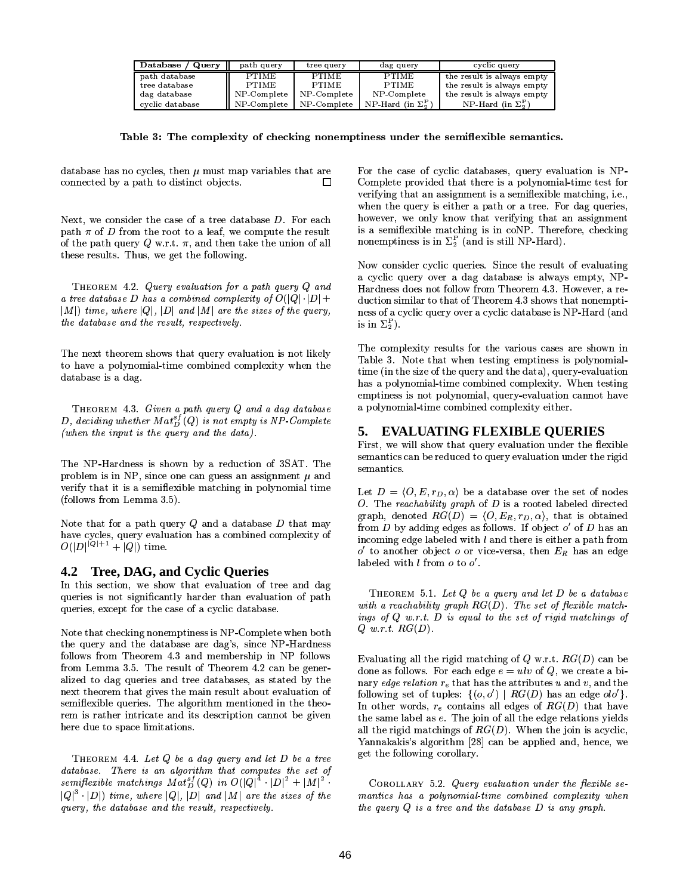| Database / Query | path query | tree query | dag query | cyclic query |
|---|---|---|---|---|
| path database | PTIME | PTIME | PTIME | the result is always empty |
| tree database | PTIME | PTIME | PTIME | the result is always empty |
| dag database | NP-Complete | NP-Complete | NP-Complete | the result is always empty |
| cyclic database | NP-Complete | NP-Complete | NP-Hard (in $\Sigma_2^P$) | NP-Hard (in $\Sigma_2^P$) |

**Table 3: The complexity of checking nonemptiness under the semiflexible semantics.**

database has no cycles, then $\mu$ must map variables that are connected by a path to distinct objects. □

Next, we consider the case of a tree database $D$. For each path $\pi$ of $D$ from the root to a leaf, we compute the result of the path query $Q$ w.r.t. $\pi$, and then take the union of all these results. Thus, we get the following.

THEOREM 4.2. *Query evaluation for a path query $Q$ and a tree database $D$ has a combined complexity of $O(|Q| \cdot |D| + |M|)$ time, where $|Q|$, $|D|$ and $|M|$ are the sizes of the query, the database and the result, respectively.*

The next theorem shows that query evaluation is not likely to have a polynomial-time combined complexity when the database is a dag.

THEOREM 4.3. *Given a path query $Q$ and a dag database $D$, deciding whether $Mat_D^{sf}(Q)$ is not empty is NP-Complete (when the input is the query and the data).*

The NP-Hardness is shown by a reduction of 3SAT. The problem is in NP, since one can guess an assignment $\mu$ and verify that it is a semiflexible matching in polynomial time (follows from Lemma 3.5).

Note that for a path query $Q$ and a database $D$ that may have cycles, query evaluation has a combined complexity of $O(|D|^{|Q|+1} + |Q|)$ time.

## 4.2 Tree, DAG, and Cyclic Queries

In this section, we show that evaluation of tree and dag queries is not significantly harder than evaluation of path queries, except for the case of a cyclic database.

Note that checking nonemptiness is NP-Complete when both the query and the database are dag's, since NP-Hardness follows from Theorem 4.3 and membership in NP follows from Lemma 3.5. The result of Theorem 4.2 can be generalized to dag queries and tree databases, as stated by the next theorem that gives the main result about evaluation of semiflexible queries. The algorithm mentioned in the theorem is rather intricate and its description cannot be given here due to space limitations.

THEOREM 4.4. *Let $Q$ be a dag query and let $D$ be a tree database. There is an algorithm that computes the set of semiflexible matchings $Mat_D^{sf}(Q)$ in $O(|Q|^4 \cdot |D|^2 + |M|^2 \cdot |Q|^3 \cdot |D|)$ time, where $|Q|$, $|D|$ and $|M|$ are the sizes of the query, the database and the result, respectively.*

For the case of cyclic databases, query evaluation is NP-Complete provided that there is a polynomial-time test for verifying that an assignment is a semiflexible matching, i.e., when the query is either a path or a tree. For dag queries, however, we only know that verifying that an assignment is a semiflexible matching is in coNP. Therefore, checking nonemptiness is in $\Sigma_2^P$ (and is still NP-Hard).

Now consider cyclic queries. Since the result of evaluating a cyclic query over a dag database is always empty, NP-Hardness does not follow from Theorem 4.3. However, a reduction similar to that of Theorem 4.3 shows that nonemptiness of a cyclic query over a cyclic database is NP-Hard (and is in $\Sigma_2^P$).

The complexity results for the various cases are shown in Table 3. Note that when testing emptiness is polynomial-time (in the size of the query and the data), query-evaluation has a polynomial-time combined complexity. When testing emptiness is not polynomial, query-evaluation cannot have a polynomial-time combined complexity either.

# 5. EVALUATING FLEXIBLE QUERIES

First, we will show that query evaluation under the flexible semantics can be reduced to query evaluation under the rigid semantics.

Let $D = \langle O, E, r_D, \alpha \rangle$ be a database over the set of nodes $O$. The *reachability graph* of $D$ is a rooted labeled directed graph, denoted $RG(D) = \langle O, E_R, r_D, \alpha \rangle$, that is obtained from $D$ by adding edges as follows. If object $o'$ of $D$ has an incoming edge labeled with $l$ and there is either a path from $o'$ to another object $o$ or vice-versa, then $E_R$ has an edge labeled with $l$ from $o$ to $o'$.

THEOREM 5.1. *Let $Q$ be a query and let $D$ be a database with a reachability graph $RG(D)$. The set of flexible matchings of $Q$ w.r.t. $D$ is equal to the set of rigid matchings of $Q$ w.r.t. $RG(D)$.*

Evaluating all the rigid matching of $Q$ w.r.t. $RG(D)$ can be done as follows. For each edge $e = ulv$ of $Q$, we create a binary *edge relation* $r_e$ that has the attributes $u$ and $v$, and the following set of tuples: $\{(o, o') \mid RG(D) \text{ has an edge } olo'\}$. In other words, $r_e$ contains all edges of $RG(D)$ that have the same label as $e$. The join of all the edge relations yields all the rigid matchings of $RG(D)$. When the join is acyclic, Yannakakis's algorithm [28] can be applied and, hence, we get the following corollary.

COROLLARY 5.2. *Query evaluation under the flexible semantics has a polynomial-time combined complexity when the query $Q$ is a tree and the database $D$ is any graph.*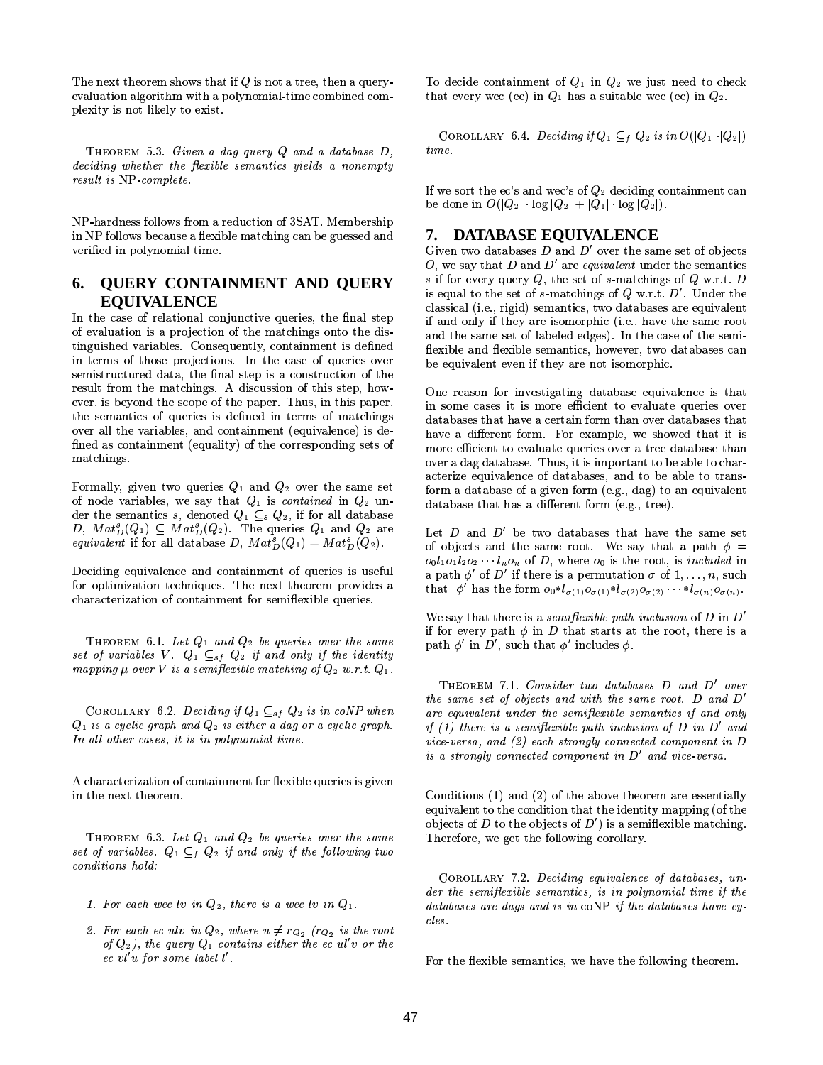The next theorem shows that if $Q$ is not a tree, then a query-evaluation algorithm with a polynomial-time combined complexity is not likely to exist.

THEOREM 5.3. *Given a dag query $Q$ and a database $D$, deciding whether the flexible semantics yields a nonempty result is* NP*-complete.*

NP-hardness follows from a reduction of 3SAT. Membership in NP follows because a flexible matching can be guessed and verified in polynomial time.

## 6. QUERY CONTAINMENT AND QUERY EQUIVALENCE

In the case of relational conjunctive queries, the final step of evaluation is a projection of the matchings onto the distinguished variables. Consequently, containment is defined in terms of those projections. In the case of queries over semistructured data, the final step is a construction of the result from the matchings. A discussion of this step, however, is beyond the scope of the paper. Thus, in this paper, the semantics of queries is defined in terms of matchings over all the variables, and containment (equivalence) is defined as containment (equality) of the corresponding sets of matchings.

Formally, given two queries $Q_1$ and $Q_2$ over the same set of node variables, we say that $Q_1$ is *contained* in $Q_2$ under the semantics $s$, denoted $Q_1 \subseteq_s Q_2$, if for all database $D$, $Mat^s_D(Q_1) \subseteq Mat^s_D(Q_2)$. The queries $Q_1$ and $Q_2$ are *equivalent* if for all database $D$, $Mat^s_D(Q_1) = Mat^s_D(Q_2)$.

Deciding equivalence and containment of queries is useful for optimization techniques. The next theorem provides a characterization of containment for semiflexible queries.

THEOREM 6.1. *Let $Q_1$ and $Q_2$ be queries over the same set of variables $V$. $Q_1 \subseteq_{sf} Q_2$ if and only if the identity mapping $\mu$ over $V$ is a semiflexible matching of $Q_2$ w.r.t. $Q_1$.*

COROLLARY 6.2. *Deciding if $Q_1 \subseteq_{sf} Q_2$ is in coNP when $Q_1$ is a cyclic graph and $Q_2$ is either a dag or a cyclic graph. In all other cases, it is in polynomial time.*

A characterization of containment for flexible queries is given in the next theorem.

THEOREM 6.3. *Let $Q_1$ and $Q_2$ be queries over the same set of variables. $Q_1 \subseteq_f Q_2$ if and only if the following two conditions hold:*

1. *For each wec $lv$ in $Q_2$, there is a wec $lv$ in $Q_1$.*
2. *For each ec $ulv$ in $Q_2$, where $u \neq r_{Q_2}$ ($r_{Q_2}$ is the root of $Q_2$), the query $Q_1$ contains either the ec $ul'v$ or the ec $vl'u$ for some label $l'$.*

To decide containment of $Q_1$ in $Q_2$ we just need to check that every wec (ec) in $Q_1$ has a suitable wec (ec) in $Q_2$.

COROLLARY 6.4. *Deciding if $Q_1 \subseteq_f Q_2$ is in $O(|Q_1| \cdot |Q_2|)$ time.*

If we sort the ec's and wec's of $Q_2$ deciding containment can be done in $O(|Q_2| \cdot \log |Q_2| + |Q_1| \cdot \log |Q_2|)$.

## 7. DATABASE EQUIVALENCE

Given two databases $D$ and $D'$ over the same set of objects $O$, we say that $D$ and $D'$ are *equivalent* under the semantics $s$ if for every query $Q$, the set of $s$-matchings of $Q$ w.r.t. $D$ is equal to the set of $s$-matchings of $Q$ w.r.t. $D'$. Under the classical (i.e., rigid) semantics, two databases are equivalent if and only if they are isomorphic (i.e., have the same root and the same set of labeled edges). In the case of the semiflexible and flexible semantics, however, two databases can be equivalent even if they are not isomorphic.

One reason for investigating database equivalence is that in some cases it is more efficient to evaluate queries over databases that have a certain form than over databases that have a different form. For example, we showed that it is more efficient to evaluate queries over a tree database than over a dag database. Thus, it is important to be able to characterize equivalence of databases, and to be able to transform a database of a given form (e.g., dag) to an equivalent database that has a different form (e.g., tree).

Let $D$ and $D'$ be two databases that have the same set of objects and the same root. We say that a path $\phi = o_0 l_1 o_1 l_2 o_2 \cdots l_n o_n$ of $D$, where $o_0$ is the root, is *included* in a path $\phi'$ of $D'$ if there is a permutation $\sigma$ of $1, \ldots, n$, such that $\phi'$ has the form $o_0 {*} l_{\sigma(1)} o_{\sigma(1)} {*} l_{\sigma(2)} o_{\sigma(2)} \cdots {*} l_{\sigma(n)} o_{\sigma(n)}$.

We say that there is a *semiflexible path inclusion* of $D$ in $D'$ if for every path $\phi$ in $D$ that starts at the root, there is a path $\phi'$ in $D'$, such that $\phi'$ includes $\phi$.

THEOREM 7.1. *Consider two databases $D$ and $D'$ over the same set of objects and with the same root. $D$ and $D'$ are equivalent under the semiflexible semantics if and only if (1) there is a semiflexible path inclusion of $D$ in $D'$ and vice-versa, and (2) each strongly connected component in $D$ is a strongly connected component in $D'$ and vice-versa.*

Conditions (1) and (2) of the above theorem are essentially equivalent to the condition that the identity mapping (of the objects of $D$ to the objects of $D'$) is a semiflexible matching. Therefore, we get the following corollary.

COROLLARY 7.2. *Deciding equivalence of databases, under the semiflexible semantics, is in polynomial time if the databases are dags and is in* coNP *if the databases have cycles.*

For the flexible semantics, we have the following theorem.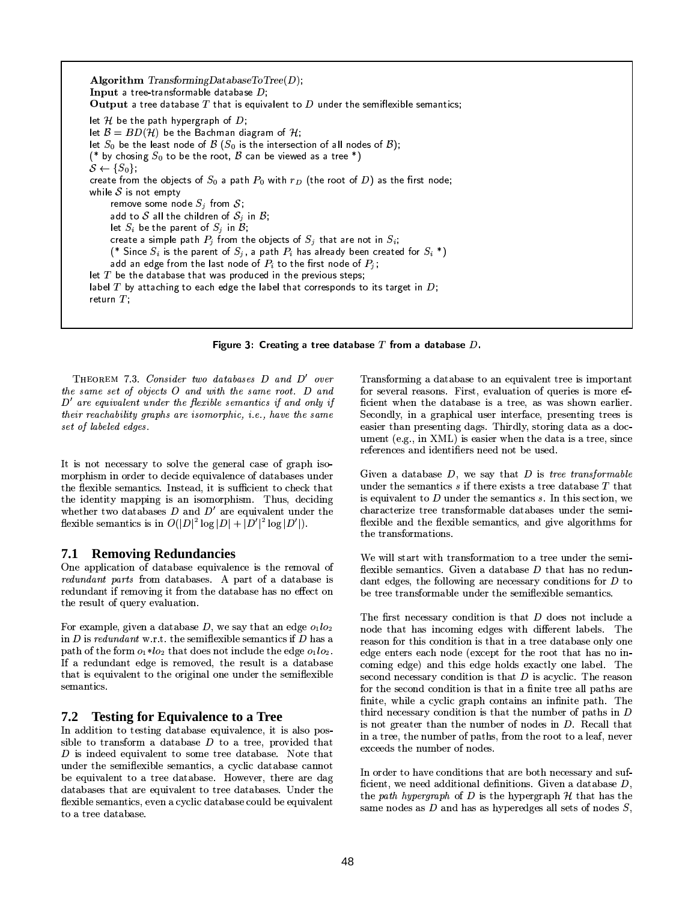```
Algorithm TransformingDatabaseToTree(D);
Input a tree-transformable database D;
Output a tree database T that is equivalent to D under the semiflexible semantics;
let H be the path hypergraph of D;
let B = BD(H) be the Bachman diagram of H;
let S_0 be the least node of B (S_0 is the intersection of all nodes of B);
(* by chosing S_0 to be the root, B can be viewed as a tree *)
S ← {S_0};
create from the objects of S_0 a path P_0 with r_D (the root of D) as the first node;
while S is not empty
    remove some node S_j from S;
    add to S all the children of S_j in B;
    let S_i be the parent of S_j in B;
    create a simple path P_j from the objects of S_j that are not in S_i;
    (* Since S_i is the parent of S_j, a path P_i has already been created for S_i *)
    add an edge from the last node of P_i to the first node of P_j;
let T be the database that was produced in the previous steps;
label T by attaching to each edge the label that corresponds to its target in D;
return T;
```

**Figure 3: Creating a tree database $T$ from a database $D$.**

Theorem 7.3. *Consider two databases $D$ and $D'$ over the same set of objects $O$ and with the same root. $D$ and $D'$ are equivalent under the flexible semantics if and only if their reachability graphs are isomorphic, i.e., have the same set of labeled edges.*

It is not necessary to solve the general case of graph isomorphism in order to decide equivalence of databases under the flexible semantics. Instead, it is sufficient to check that the identity mapping is an isomorphism. Thus, deciding whether two databases $D$ and $D'$ are equivalent under the flexible semantics is in $O(|D|^2 \log |D| + |D'|^2 \log |D'|)$.

## 7.1 Removing Redundancies

One application of database equivalence is the removal of *redundant parts* from databases. A part of a database is redundant if removing it from the database has no effect on the result of query evaluation.

For example, given a database $D$, we say that an edge $o_1 l o_2$ in $D$ is *redundant* w.r.t. the semiflexible semantics if $D$ has a path of the form $o_1 * l o_2$ that does not include the edge $o_1 l o_2$. If a redundant edge is removed, the result is a database that is equivalent to the original one under the semiflexible semantics.

## 7.2 Testing for Equivalence to a Tree

In addition to testing database equivalence, it is also possible to transform a database $D$ to a tree, provided that $D$ is indeed equivalent to some tree database. Note that under the semiflexible semantics, a cyclic database cannot be equivalent to a tree database. However, there are dag databases that are equivalent to tree databases. Under the flexible semantics, even a cyclic database could be equivalent to a tree database.

Transforming a database to an equivalent tree is important for several reasons. First, evaluation of queries is more efficient when the database is a tree, as was shown earlier. Secondly, in a graphical user interface, presenting trees is easier than presenting dags. Thirdly, storing data as a document (e.g., in XML) is easier when the data is a tree, since references and identifiers need not be used.

Given a database $D$, we say that $D$ is *tree transformable* under the semantics $s$ if there exists a tree database $T$ that is equivalent to $D$ under the semantics $s$. In this section, we characterize tree transformable databases under the semiflexible and the flexible semantics, and give algorithms for the transformations.

We will start with transformation to a tree under the semiflexible semantics. Given a database $D$ that has no redundant edges, the following are necessary conditions for $D$ to be tree transformable under the semiflexible semantics.

The first necessary condition is that $D$ does not include a node that has incoming edges with different labels. The reason for this condition is that in a tree database only one edge enters each node (except for the root that has no incoming edge) and this edge holds exactly one label. The second necessary condition is that $D$ is acyclic. The reason for the second condition is that in a finite tree all paths are finite, while a cyclic graph contains an infinite path. The third necessary condition is that the number of paths in $D$ is not greater than the number of nodes in $D$. Recall that in a tree, the number of paths, from the root to a leaf, never exceeds the number of nodes.

In order to have conditions that are both necessary and sufficient, we need additional definitions. Given a database $D$, the *path hypergraph* of $D$ is the hypergraph $\mathcal{H}$ that has the same nodes as $D$ and has as hyperedges all sets of nodes $S$,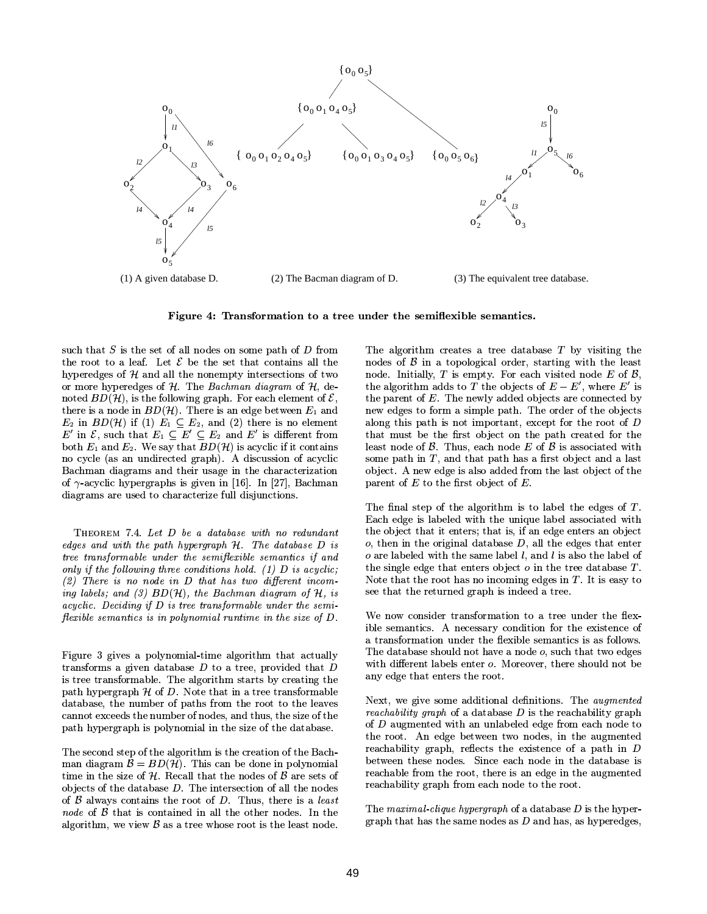(1) A given database D.

(2) The Bacman diagram of D.

(3) The equivalent tree database.

**Figure 4: Transformation to a tree under the semiflexible semantics.**

such that $S$ is the set of all nodes on some path of $D$ from the root to a leaf. Let $\mathcal{E}$ be the set that contains all the hyperedges of $\mathcal{H}$ and all the nonempty intersections of two or more hyperedges of $\mathcal{H}$. The *Bachman diagram* of $\mathcal{H}$, denoted $BD(\mathcal{H})$, is the following graph. For each element of $\mathcal{E}$, there is a node in $BD(\mathcal{H})$. There is an edge between $E_1$ and $E_2$ in $BD(\mathcal{H})$ if (1) $E_1 \subseteq E_2$, and (2) there is no element $E'$ in $\mathcal{E}$, such that $E_1 \subseteq E' \subseteq E_2$ and $E'$ is different from both $E_1$ and $E_2$. We say that $BD(\mathcal{H})$ is acyclic if it contains no cycle (as an undirected graph). A discussion of acyclic Bachman diagrams and their usage in the characterization of $\gamma$-acyclic hypergraphs is given in [16]. In [27], Bachman diagrams are used to characterize full disjunctions.

Theorem 7.4. *Let $D$ be a database with no redundant edges and with the path hypergraph $\mathcal{H}$. The database $D$ is tree transformable under the semiflexible semantics if and only if the following three conditions hold. (1) $D$ is acyclic; (2) There is no node in $D$ that has two different incoming labels; and (3) $BD(\mathcal{H})$, the Bachman diagram of $\mathcal{H}$, is acyclic. Deciding if $D$ is tree transformable under the semiflexible semantics is in polynomial runtime in the size of $D$.*

Figure 3 gives a polynomial-time algorithm that actually transforms a given database $D$ to a tree, provided that $D$ is tree transformable. The algorithm starts by creating the path hypergraph $\mathcal{H}$ of $D$. Note that in a tree transformable database, the number of paths from the root to the leaves cannot exceeds the number of nodes, and thus, the size of the path hypergraph is polynomial in the size of the database.

The second step of the algorithm is the creation of the Bachman diagram $\mathcal{B} = BD(\mathcal{H})$. This can be done in polynomial time in the size of $\mathcal{H}$. Recall that the nodes of $\mathcal{B}$ are sets of objects of the database $D$. The intersection of all the nodes of $\mathcal{B}$ always contains the root of $D$. Thus, there is a *least node* of $\mathcal{B}$ that is contained in all the other nodes. In the algorithm, we view $\mathcal{B}$ as a tree whose root is the least node.

The algorithm creates a tree database $T$ by visiting the nodes of $\mathcal{B}$ in a topological order, starting with the least node. Initially, $T$ is empty. For each visited node $E$ of $\mathcal{B}$, the algorithm adds to $T$ the objects of $E - E'$, where $E'$ is the parent of $E$. The newly added objects are connected by new edges to form a simple path. The order of the objects along this path is not important, except for the root of $D$ that must be the first object on the path created for the least node of $\mathcal{B}$. Thus, each node $E$ of $\mathcal{B}$ is associated with some path in $T$, and that path has a first object and a last object. A new edge is also added from the last object of the parent of $E$ to the first object of $E$.

The final step of the algorithm is to label the edges of $T$. Each edge is labeled with the unique label associated with the object that it enters; that is, if an edge enters an object $o$, then in the original database $D$, all the edges that enter $o$ are labeled with the same label $l$, and $l$ is also the label of the single edge that enters object $o$ in the tree database $T$. Note that the root has no incoming edges in $T$. It is easy to see that the returned graph is indeed a tree.

We now consider transformation to a tree under the flexible semantics. A necessary condition for the existence of a transformation under the flexible semantics is as follows. The database should not have a node $o$, such that two edges with different labels enter $o$. Moreover, there should not be any edge that enters the root.

Next, we give some additional definitions. The *augmented reachability graph* of a database $D$ is the reachability graph of $D$ augmented with an unlabeled edge from each node to the root. An edge between two nodes, in the augmented reachability graph, reflects the existence of a path in $D$ between these nodes. Since each node in the database is reachable from the root, there is an edge in the augmented reachability graph from each node to the root.

The *maximal-clique hypergraph* of a database $D$ is the hypergraph that has the same nodes as $D$ and has, as hyperedges,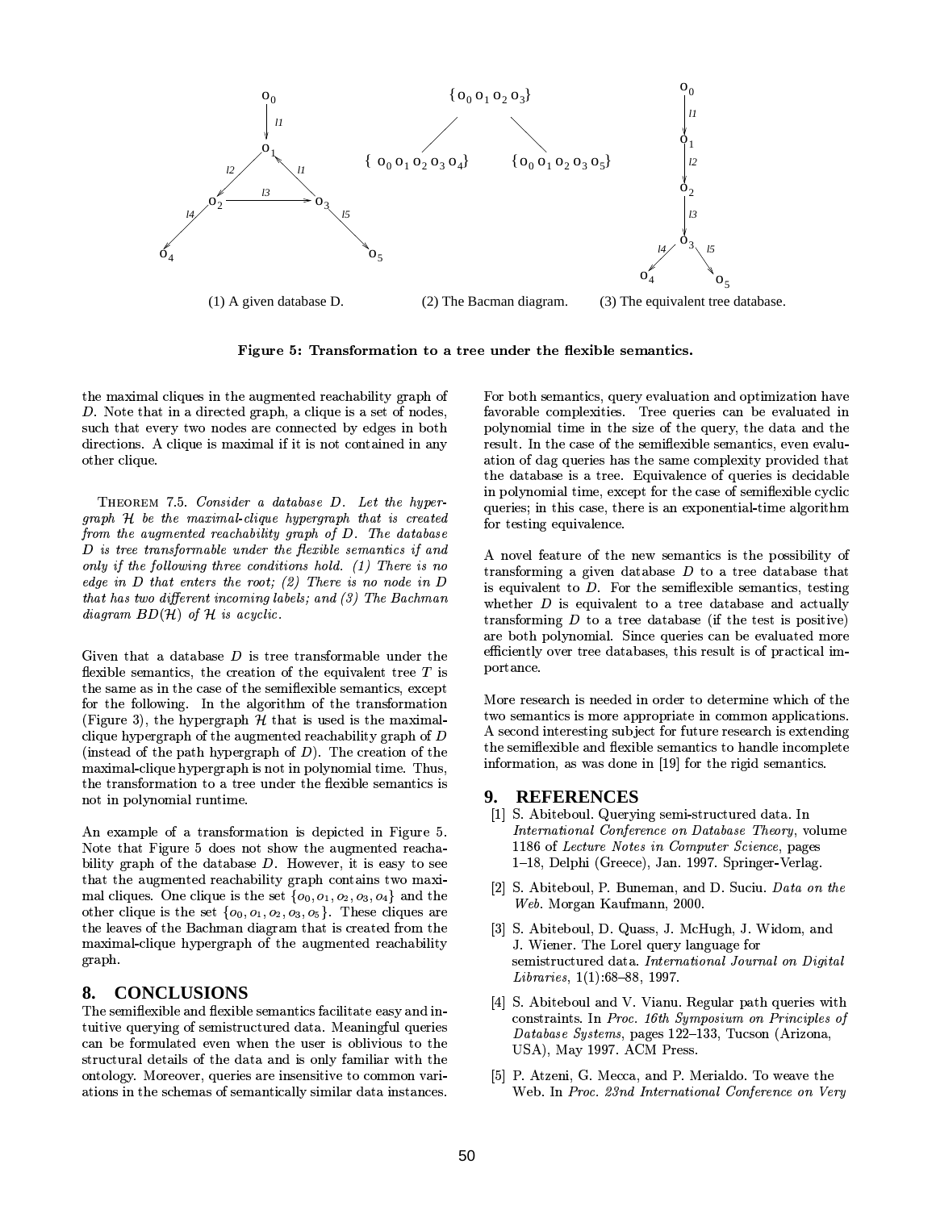(1) A given database D. (2) The Bacman diagram. (3) The equivalent tree database.

**Figure 5: Transformation to a tree under the flexible semantics.**

the maximal cliques in the augmented reachability graph of $D$. Note that in a directed graph, a clique is a set of nodes, such that every two nodes are connected by edges in both directions. A clique is maximal if it is not contained in any other clique.

THEOREM 7.5. *Consider a database $D$. Let the hypergraph $\mathcal{H}$ be the maximal-clique hypergraph that is created from the augmented reachability graph of $D$. The database $D$ is tree transformable under the flexible semantics if and only if the following three conditions hold. (1) There is no edge in $D$ that enters the root; (2) There is no node in $D$ that has two different incoming labels; and (3) The Bachman diagram $BD(\mathcal{H})$ of $\mathcal{H}$ is acyclic.*

Given that a database $D$ is tree transformable under the flexible semantics, the creation of the equivalent tree $T$ is the same as in the case of the semiflexible semantics, except for the following. In the algorithm of the transformation (Figure 3), the hypergraph $\mathcal{H}$ that is used is the maximal-clique hypergraph of the augmented reachability graph of $D$ (instead of the path hypergraph of $D$). The creation of the maximal-clique hypergraph is not in polynomial time. Thus, the transformation to a tree under the flexible semantics is not in polynomial runtime.

An example of a transformation is depicted in Figure 5. Note that Figure 5 does not show the augmented reachability graph of the database $D$. However, it is easy to see that the augmented reachability graph contains two maximal cliques. One clique is the set $\{o_0, o_1, o_2, o_3, o_4\}$ and the other clique is the set $\{o_0, o_1, o_2, o_3, o_5\}$. These cliques are the leaves of the Bachman diagram that is created from the maximal-clique hypergraph of the augmented reachability graph.

## 8. CONCLUSIONS

The semiflexible and flexible semantics facilitate easy and intuitive querying of semistructured data. Meaningful queries can be formulated even when the user is oblivious to the structural details of the data and is only familiar with the ontology. Moreover, queries are insensitive to common variations in the schemas of semantically similar data instances. For both semantics, query evaluation and optimization have favorable complexities. Tree queries can be evaluated in polynomial time in the size of the query, the data and the result. In the case of the semiflexible semantics, even evaluation of dag queries has the same complexity provided that the database is a tree. Equivalence of queries is decidable in polynomial time, except for the case of semiflexible cyclic queries; in this case, there is an exponential-time algorithm for testing equivalence.

A novel feature of the new semantics is the possibility of transforming a given database $D$ to a tree database that is equivalent to $D$. For the semiflexible semantics, testing whether $D$ is equivalent to a tree database and actually transforming $D$ to a tree database (if the test is positive) are both polynomial. Since queries can be evaluated more efficiently over tree databases, this result is of practical importance.

More research is needed in order to determine which of the two semantics is more appropriate in common applications. A second interesting subject for future research is extending the semiflexible and flexible semantics to handle incomplete information, as was done in [19] for the rigid semantics.

## 9. REFERENCES

[1] S. Abiteboul. Querying semi-structured data. In *International Conference on Database Theory*, volume 1186 of *Lecture Notes in Computer Science*, pages 1–18, Delphi (Greece), Jan. 1997. Springer-Verlag.

[2] S. Abiteboul, P. Buneman, and D. Suciu. *Data on the Web*. Morgan Kaufmann, 2000.

[3] S. Abiteboul, D. Quass, J. McHugh, J. Widom, and J. Wiener. The Lorel query language for semistructured data. *International Journal on Digital Libraries*, 1(1):68–88, 1997.

[4] S. Abiteboul and V. Vianu. Regular path queries with constraints. In *Proc. 16th Symposium on Principles of Database Systems*, pages 122–133, Tucson (Arizona, USA), May 1997. ACM Press.

[5] P. Atzeni, G. Mecca, and P. Merialdo. To weave the Web. In *Proc. 23nd International Conference on Very*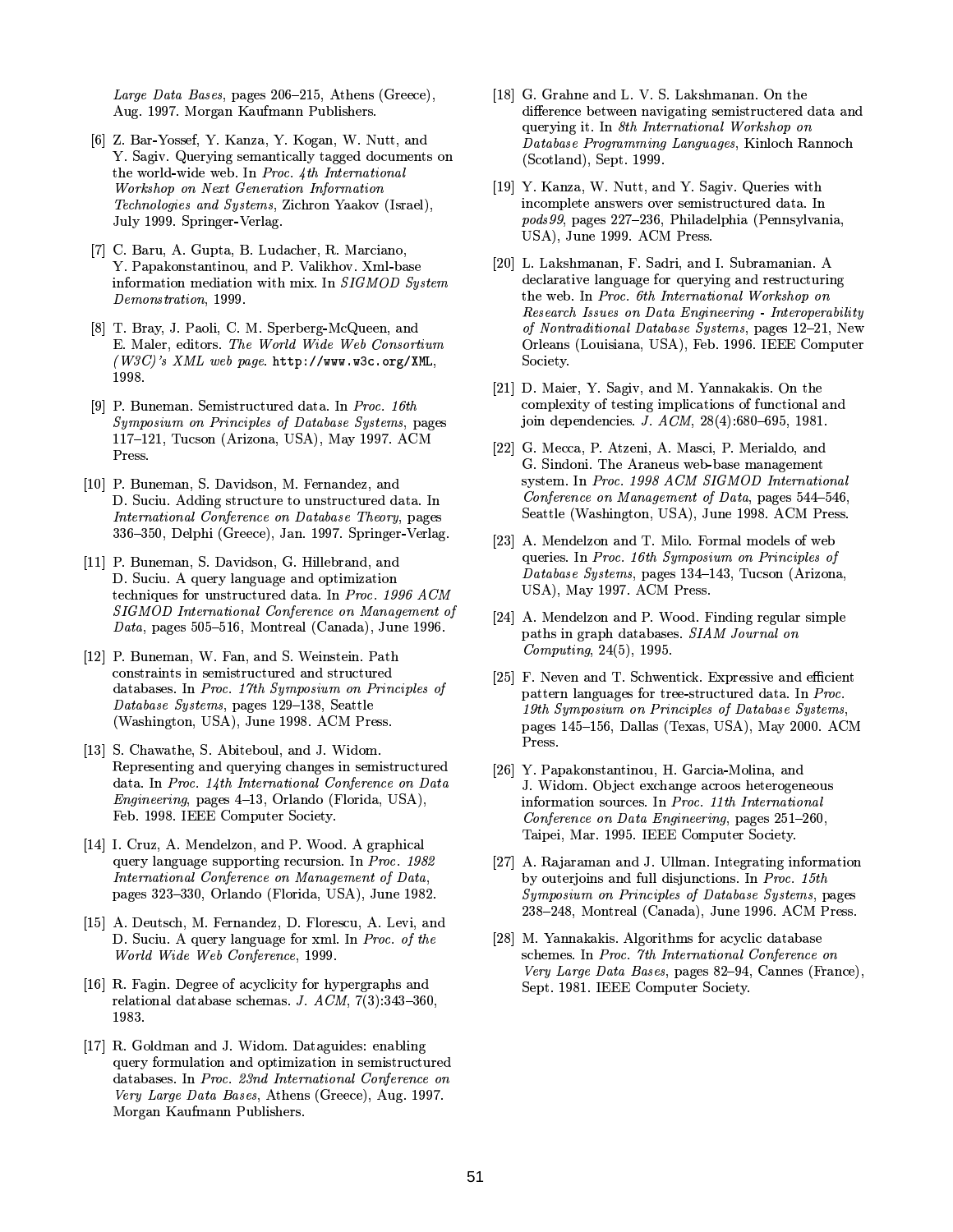*Large Data Bases*, pages 206–215, Athens (Greece), Aug. 1997. Morgan Kaufmann Publishers.

[6] Z. Bar-Yossef, Y. Kanza, Y. Kogan, W. Nutt, and Y. Sagiv. Querying semantically tagged documents on the world-wide web. In *Proc. 4th International Workshop on Next Generation Information Technologies and Systems*, Zichron Yaakov (Israel), July 1999. Springer-Verlag.

[7] C. Baru, A. Gupta, B. Ludacher, R. Marciano, Y. Papakonstantinou, and P. Valikhov. Xml-base information mediation with mix. In *SIGMOD System Demonstration*, 1999.

[8] T. Bray, J. Paoli, C. M. Sperberg-McQueen, and E. Maler, editors. *The World Wide Web Consortium (W3C)'s XML web page*. `http://www.w3c.org/XML`, 1998.

[9] P. Buneman. Semistructured data. In *Proc. 16th Symposium on Principles of Database Systems*, pages 117–121, Tucson (Arizona, USA), May 1997. ACM Press.

[10] P. Buneman, S. Davidson, M. Fernandez, and D. Suciu. Adding structure to unstructured data. In *International Conference on Database Theory*, pages 336–350, Delphi (Greece), Jan. 1997. Springer-Verlag.

[11] P. Buneman, S. Davidson, G. Hillebrand, and D. Suciu. A query language and optimization techniques for unstructured data. In *Proc. 1996 ACM SIGMOD International Conference on Management of Data*, pages 505–516, Montreal (Canada), June 1996.

[12] P. Buneman, W. Fan, and S. Weinstein. Path constraints in semistructured and structured databases. In *Proc. 17th Symposium on Principles of Database Systems*, pages 129–138, Seattle (Washington, USA), June 1998. ACM Press.

[13] S. Chawathe, S. Abiteboul, and J. Widom. Representing and querying changes in semistructured data. In *Proc. 14th International Conference on Data Engineering*, pages 4–13, Orlando (Florida, USA), Feb. 1998. IEEE Computer Society.

[14] I. Cruz, A. Mendelzon, and P. Wood. A graphical query language supporting recursion. In *Proc. 1982 International Conference on Management of Data*, pages 323–330, Orlando (Florida, USA), June 1982.

[15] A. Deutsch, M. Fernandez, D. Florescu, A. Levi, and D. Suciu. A query language for xml. In *Proc. of the World Wide Web Conference*, 1999.

[16] R. Fagin. Degree of acyclicity for hypergraphs and relational database schemas. *J. ACM*, 7(3):343–360, 1983.

[17] R. Goldman and J. Widom. Dataguides: enabling query formulation and optimization in semistructured databases. In *Proc. 23nd International Conference on Very Large Data Bases*, Athens (Greece), Aug. 1997. Morgan Kaufmann Publishers.

[18] G. Grahne and L. V. S. Lakshmanan. On the difference between navigating semistructered data and querying it. In *8th International Workshop on Database Programming Languages*, Kinloch Rannoch (Scotland), Sept. 1999.

[19] Y. Kanza, W. Nutt, and Y. Sagiv. Queries with incomplete answers over semistructured data. In *pods99*, pages 227–236, Philadelphia (Pennsylvania, USA), June 1999. ACM Press.

[20] L. Lakshmanan, F. Sadri, and I. Subramanian. A declarative language for querying and restructuring the web. In *Proc. 6th International Workshop on Research Issues on Data Engineering - Interoperability of Nontraditional Database Systems*, pages 12–21, New Orleans (Louisiana, USA), Feb. 1996. IEEE Computer Society.

[21] D. Maier, Y. Sagiv, and M. Yannakakis. On the complexity of testing implications of functional and join dependencies. *J. ACM*, 28(4):680–695, 1981.

[22] G. Mecca, P. Atzeni, A. Masci, P. Merialdo, and G. Sindoni. The Araneus web-base management system. In *Proc. 1998 ACM SIGMOD International Conference on Management of Data*, pages 544–546, Seattle (Washington, USA), June 1998. ACM Press.

[23] A. Mendelzon and T. Milo. Formal models of web queries. In *Proc. 16th Symposium on Principles of Database Systems*, pages 134–143, Tucson (Arizona, USA), May 1997. ACM Press.

[24] A. Mendelzon and P. Wood. Finding regular simple paths in graph databases. *SIAM Journal on Computing*, 24(5), 1995.

[25] F. Neven and T. Schwentick. Expressive and efficient pattern languages for tree-structured data. In *Proc. 19th Symposium on Principles of Database Systems*, pages 145–156, Dallas (Texas, USA), May 2000. ACM Press.

[26] Y. Papakonstantinou, H. Garcia-Molina, and J. Widom. Object exchange acroos heterogeneous information sources. In *Proc. 11th International Conference on Data Engineering*, pages 251–260, Taipei, Mar. 1995. IEEE Computer Society.

[27] A. Rajaraman and J. Ullman. Integrating information by outerjoins and full disjunctions. In *Proc. 15th Symposium on Principles of Database Systems*, pages 238–248, Montreal (Canada), June 1996. ACM Press.

[28] M. Yannakakis. Algorithms for acyclic database schemes. In *Proc. 7th International Conference on Very Large Data Bases*, pages 82–94, Cannes (France), Sept. 1981. IEEE Computer Society.